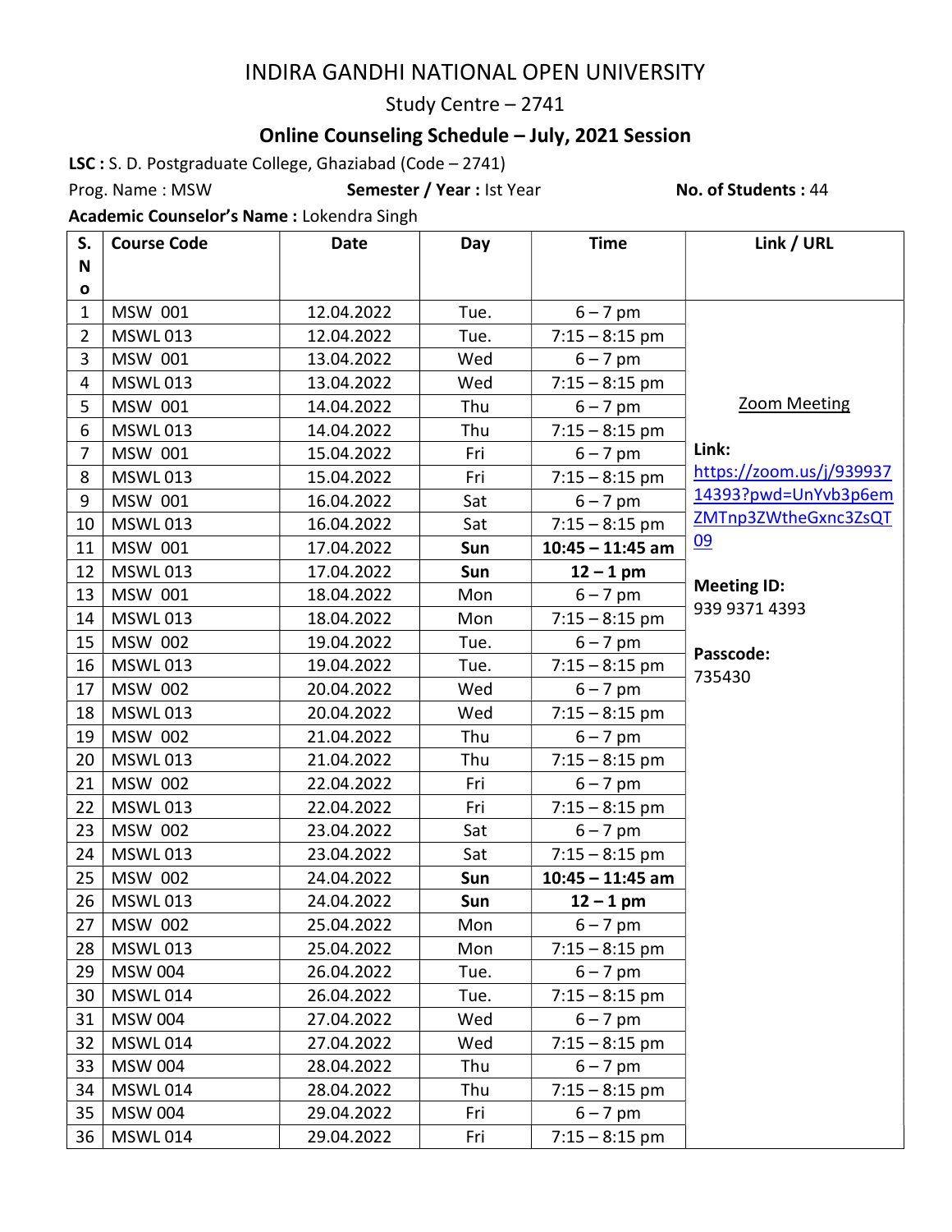# INDIRA GANDHI NATIONAL OPEN UNIVERSITY

## Study Centre – 2741

### Online Counseling Schedule – July, 2021 Session

**LSC :** S. D. Postgraduate College, Ghaziabad (Code – 2741)

Prog. Name : MSW **Semester / Year :** Ist Year **No. of Students :** 44

**Academic Counselor's Name :** Lokendra Singh

| S. No | Course Code | Date | Day | Time | Link / URL |
|---|---|---|---|---|---|
| 1 | MSW 001 | 12.04.2022 | Tue. | 6 – 7 pm | Zoom Meeting<br><br>**Link:** https://zoom.us/j/93993714393?pwd=UnYvb3p6emZMTnp3ZWtheGxnc3ZsQT09<br><br>**Meeting ID:** 939 9371 4393<br><br>**Passcode:** 735430 |
| 2 | MSWL 013 | 12.04.2022 | Tue. | 7:15 – 8:15 pm | |
| 3 | MSW 001 | 13.04.2022 | Wed | 6 – 7 pm | |
| 4 | MSWL 013 | 13.04.2022 | Wed | 7:15 – 8:15 pm | |
| 5 | MSW 001 | 14.04.2022 | Thu | 6 – 7 pm | |
| 6 | MSWL 013 | 14.04.2022 | Thu | 7:15 – 8:15 pm | |
| 7 | MSW 001 | 15.04.2022 | Fri | 6 – 7 pm | |
| 8 | MSWL 013 | 15.04.2022 | Fri | 7:15 – 8:15 pm | |
| 9 | MSW 001 | 16.04.2022 | Sat | 6 – 7 pm | |
| 10 | MSWL 013 | 16.04.2022 | Sat | 7:15 – 8:15 pm | |
| 11 | MSW 001 | 17.04.2022 | **Sun** | **10:45 – 11:45 am** | |
| 12 | MSWL 013 | 17.04.2022 | **Sun** | **12 – 1 pm** | |
| 13 | MSW 001 | 18.04.2022 | Mon | 6 – 7 pm | |
| 14 | MSWL 013 | 18.04.2022 | Mon | 7:15 – 8:15 pm | |
| 15 | MSW 002 | 19.04.2022 | Tue. | 6 – 7 pm | |
| 16 | MSWL 013 | 19.04.2022 | Tue. | 7:15 – 8:15 pm | |
| 17 | MSW 002 | 20.04.2022 | Wed | 6 – 7 pm | |
| 18 | MSWL 013 | 20.04.2022 | Wed | 7:15 – 8:15 pm | |
| 19 | MSW 002 | 21.04.2022 | Thu | 6 – 7 pm | |
| 20 | MSWL 013 | 21.04.2022 | Thu | 7:15 – 8:15 pm | |
| 21 | MSW 002 | 22.04.2022 | Fri | 6 – 7 pm | |
| 22 | MSWL 013 | 22.04.2022 | Fri | 7:15 – 8:15 pm | |
| 23 | MSW 002 | 23.04.2022 | Sat | 6 – 7 pm | |
| 24 | MSWL 013 | 23.04.2022 | Sat | 7:15 – 8:15 pm | |
| 25 | MSW 002 | 24.04.2022 | **Sun** | **10:45 – 11:45 am** | |
| 26 | MSWL 013 | 24.04.2022 | **Sun** | **12 – 1 pm** | |
| 27 | MSW 002 | 25.04.2022 | Mon | 6 – 7 pm | |
| 28 | MSWL 013 | 25.04.2022 | Mon | 7:15 – 8:15 pm | |
| 29 | MSW 004 | 26.04.2022 | Tue. | 6 – 7 pm | |
| 30 | MSWL 014 | 26.04.2022 | Tue. | 7:15 – 8:15 pm | |
| 31 | MSW 004 | 27.04.2022 | Wed | 6 – 7 pm | |
| 32 | MSWL 014 | 27.04.2022 | Wed | 7:15 – 8:15 pm | |
| 33 | MSW 004 | 28.04.2022 | Thu | 6 – 7 pm | |
| 34 | MSWL 014 | 28.04.2022 | Thu | 7:15 – 8:15 pm | |
| 35 | MSW 004 | 29.04.2022 | Fri | 6 – 7 pm | |
| 36 | MSWL 014 | 29.04.2022 | Fri | 7:15 – 8:15 pm | |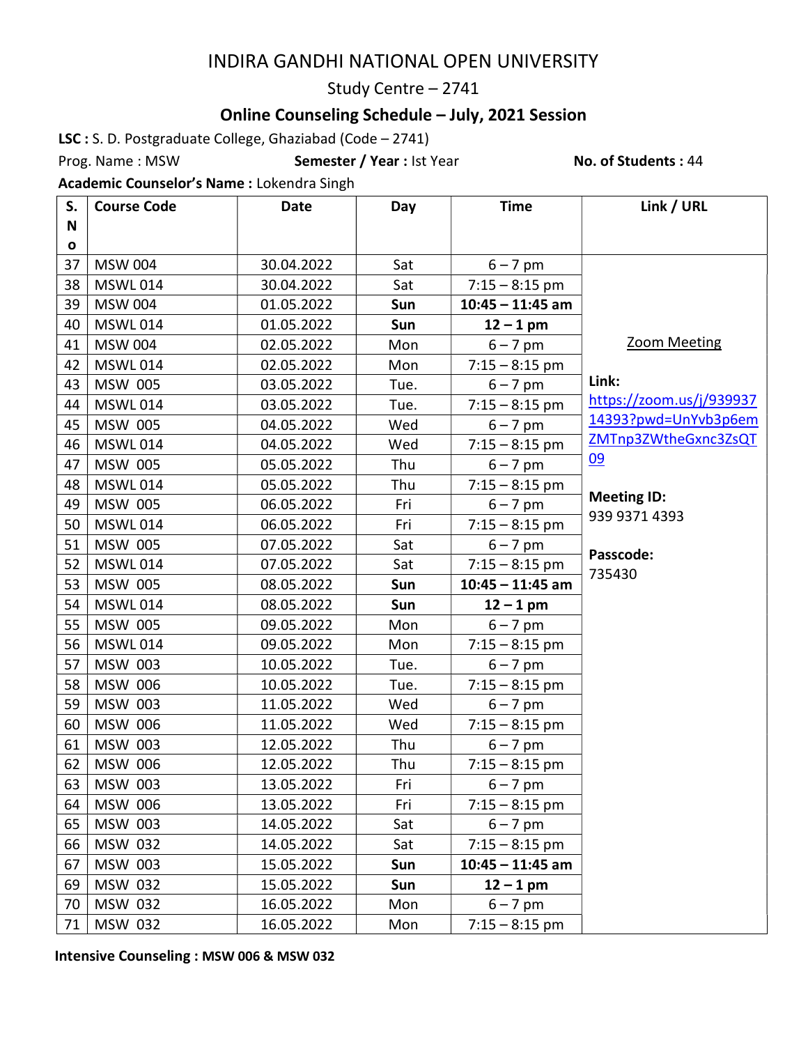# INDIRA GANDHI NATIONAL OPEN UNIVERSITY

## Study Centre – 2741

### Online Counseling Schedule – July, 2021 Session

**LSC :** S. D. Postgraduate College, Ghaziabad (Code – 2741)

Prog. Name : MSW **Semester / Year :** Ist Year **No. of Students :** 44

**Academic Counselor's Name :** Lokendra Singh

| S. No | Course Code | Date | Day | Time | Link / URL |
|---|---|---|---|---|---|
| 37 | MSW 004 | 30.04.2022 | Sat | 6 – 7 pm | Zoom Meeting<br><br>**Link:** https://zoom.us/j/93993714393?pwd=UnYvb3p6emZMTnp3ZWtheGxnc3ZsQT09<br><br>**Meeting ID:** 939 9371 4393<br><br>**Passcode:** 735430 |
| 38 | MSWL 014 | 30.04.2022 | Sat | 7:15 – 8:15 pm | |
| 39 | MSW 004 | 01.05.2022 | **Sun** | **10:45 – 11:45 am** | |
| 40 | MSWL 014 | 01.05.2022 | **Sun** | **12 – 1 pm** | |
| 41 | MSW 004 | 02.05.2022 | Mon | 6 – 7 pm | |
| 42 | MSWL 014 | 02.05.2022 | Mon | 7:15 – 8:15 pm | |
| 43 | MSW 005 | 03.05.2022 | Tue. | 6 – 7 pm | |
| 44 | MSWL 014 | 03.05.2022 | Tue. | 7:15 – 8:15 pm | |
| 45 | MSW 005 | 04.05.2022 | Wed | 6 – 7 pm | |
| 46 | MSWL 014 | 04.05.2022 | Wed | 7:15 – 8:15 pm | |
| 47 | MSW 005 | 05.05.2022 | Thu | 6 – 7 pm | |
| 48 | MSWL 014 | 05.05.2022 | Thu | 7:15 – 8:15 pm | |
| 49 | MSW 005 | 06.05.2022 | Fri | 6 – 7 pm | |
| 50 | MSWL 014 | 06.05.2022 | Fri | 7:15 – 8:15 pm | |
| 51 | MSW 005 | 07.05.2022 | Sat | 6 – 7 pm | |
| 52 | MSWL 014 | 07.05.2022 | Sat | 7:15 – 8:15 pm | |
| 53 | MSW 005 | 08.05.2022 | **Sun** | **10:45 – 11:45 am** | |
| 54 | MSWL 014 | 08.05.2022 | **Sun** | **12 – 1 pm** | |
| 55 | MSW 005 | 09.05.2022 | Mon | 6 – 7 pm | |
| 56 | MSWL 014 | 09.05.2022 | Mon | 7:15 – 8:15 pm | |
| 57 | MSW 003 | 10.05.2022 | Tue. | 6 – 7 pm | |
| 58 | MSW 006 | 10.05.2022 | Tue. | 7:15 – 8:15 pm | |
| 59 | MSW 003 | 11.05.2022 | Wed | 6 – 7 pm | |
| 60 | MSW 006 | 11.05.2022 | Wed | 7:15 – 8:15 pm | |
| 61 | MSW 003 | 12.05.2022 | Thu | 6 – 7 pm | |
| 62 | MSW 006 | 12.05.2022 | Thu | 7:15 – 8:15 pm | |
| 63 | MSW 003 | 13.05.2022 | Fri | 6 – 7 pm | |
| 64 | MSW 006 | 13.05.2022 | Fri | 7:15 – 8:15 pm | |
| 65 | MSW 003 | 14.05.2022 | Sat | 6 – 7 pm | |
| 66 | MSW 032 | 14.05.2022 | Sat | 7:15 – 8:15 pm | |
| 67 | MSW 003 | 15.05.2022 | **Sun** | **10:45 – 11:45 am** | |
| 69 | MSW 032 | 15.05.2022 | **Sun** | **12 – 1 pm** | |
| 70 | MSW 032 | 16.05.2022 | Mon | 6 – 7 pm | |
| 71 | MSW 032 | 16.05.2022 | Mon | 7:15 – 8:15 pm | |

**Intensive Counseling : MSW 006 & MSW 032**